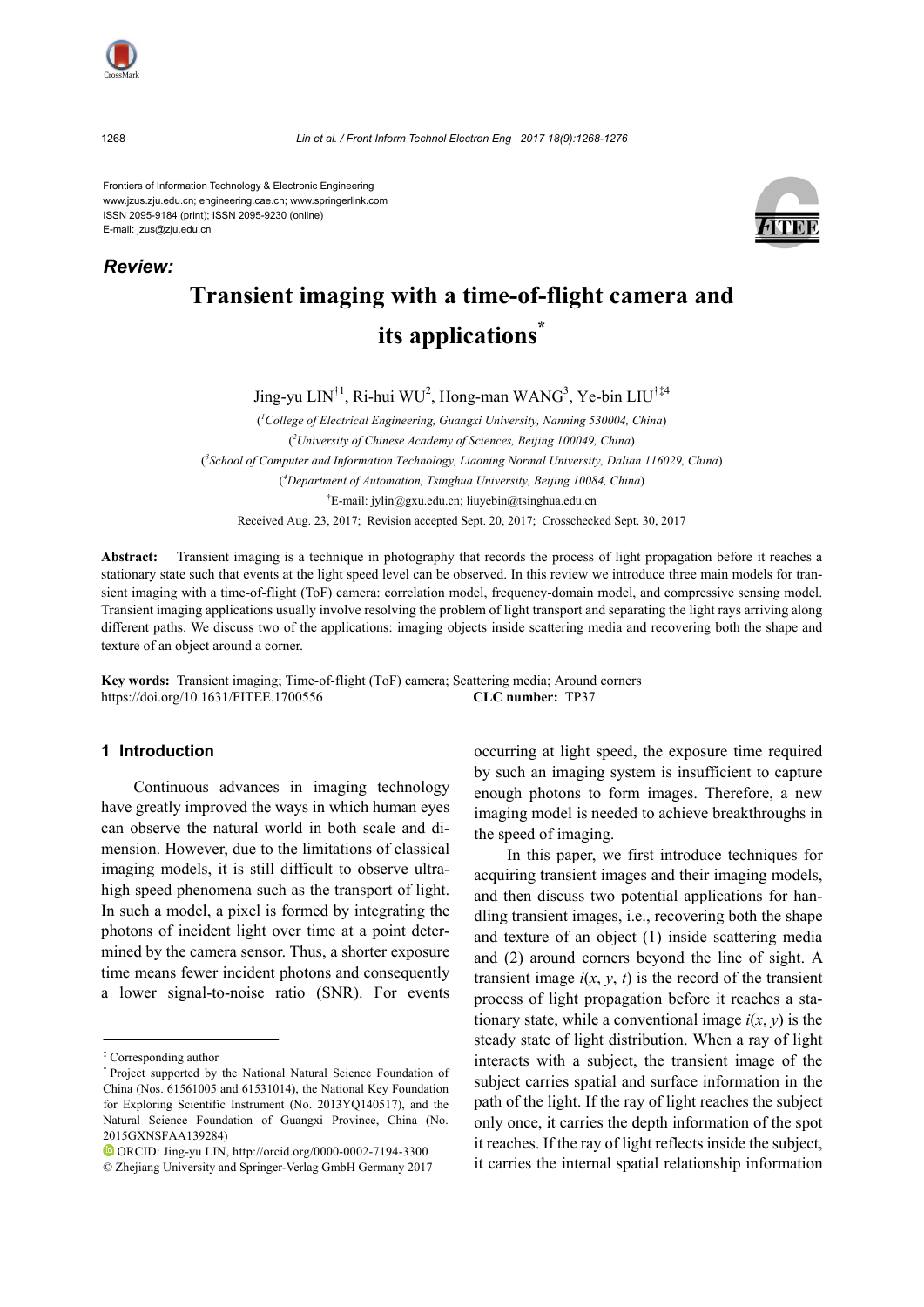Frontiers of Information Technology & Electronic Engineering
www.jzus.zju.edu.cn; engineering.cae.cn; www.springerlink.com
ISSN 2095-9184 (print); ISSN 2095-9230 (online)
E-mail: jzus@zju.edu.cn

***Review:***

# Transient imaging with a time-of-flight camera and its applications*

Jing-yu LIN[†1], Ri-hui WU[2], Hong-man WANG[3], Ye-bin LIU[†‡4]

([1]*College of Electrical Engineering, Guangxi University, Nanning 530004, China*)

([2]*University of Chinese Academy of Sciences, Beijing 100049, China*)

([3]*School of Computer and Information Technology, Liaoning Normal University, Dalian 116029, China*)

([4]*Department of Automation, Tsinghua University, Beijing 10084, China*)

[†]E-mail: jylin@gxu.edu.cn; liuyebin@tsinghua.edu.cn

Received Aug. 23, 2017; Revision accepted Sept. 20, 2017; Crosschecked Sept. 30, 2017

**Abstract:** Transient imaging is a technique in photography that records the process of light propagation before it reaches a stationary state such that events at the light speed level can be observed. In this review we introduce three main models for transient imaging with a time-of-flight (ToF) camera: correlation model, frequency-domain model, and compressive sensing model. Transient imaging applications usually involve resolving the problem of light transport and separating the light rays arriving along different paths. We discuss two of the applications: imaging objects inside scattering media and recovering both the shape and texture of an object around a corner.

**Key words:** Transient imaging; Time-of-flight (ToF) camera; Scattering media; Around corners
https://doi.org/10.1631/FITEE.1700556 **CLC number:** TP37

## 1 Introduction

Continuous advances in imaging technology have greatly improved the ways in which human eyes can observe the natural world in both scale and dimension. However, due to the limitations of classical imaging models, it is still difficult to observe ultra-high speed phenomena such as the transport of light. In such a model, a pixel is formed by integrating the photons of incident light over time at a point determined by the camera sensor. Thus, a shorter exposure time means fewer incident photons and consequently a lower signal-to-noise ratio (SNR). For events occurring at light speed, the exposure time required by such an imaging system is insufficient to capture enough photons to form images. Therefore, a new imaging model is needed to achieve breakthroughs in the speed of imaging.

In this paper, we first introduce techniques for acquiring transient images and their imaging models, and then discuss two potential applications for handling transient images, i.e., recovering both the shape and texture of an object (1) inside scattering media and (2) around corners beyond the line of sight. A transient image $i(x, y, t)$ is the record of the transient process of light propagation before it reaches a stationary state, while a conventional image $i(x, y)$ is the steady state of light distribution. When a ray of light interacts with a subject, the transient image of the subject carries spatial and surface information in the path of the light. If the ray of light reaches the subject only once, it carries the depth information of the spot it reaches. If the ray of light reflects inside the subject, it carries the internal spatial relationship information

---

‡ Corresponding author

* Project supported by the National Natural Science Foundation of China (Nos. 61561005 and 61531014), the National Key Foundation for Exploring Scientific Instrument (No. 2013YQ140517), and the Natural Science Foundation of Guangxi Province, China (No. 2015GXNSFAA139284)

ORCID: Jing-yu LIN, http://orcid.org/0000-0002-7194-3300

© Zhejiang University and Springer-Verlag GmbH Germany 2017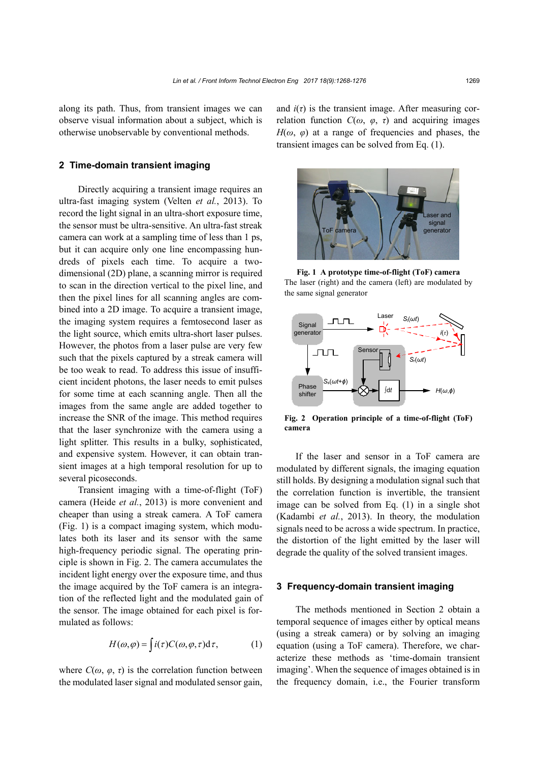along its path. Thus, from transient images we can observe visual information about a subject, which is otherwise unobservable by conventional methods.

## 2 Time-domain transient imaging

Directly acquiring a transient image requires an ultra-fast imaging system (Velten *et al.*, 2013). To record the light signal in an ultra-short exposure time, the sensor must be ultra-sensitive. An ultra-fast streak camera can work at a sampling time of less than 1 ps, but it can acquire only one line encompassing hundreds of pixels each time. To acquire a two-dimensional (2D) plane, a scanning mirror is required to scan in the direction vertical to the pixel line, and then the pixel lines for all scanning angles are combined into a 2D image. To acquire a transient image, the imaging system requires a femtosecond laser as the light source, which emits ultra-short laser pulses. However, the photos from a laser pulse are very few such that the pixels captured by a streak camera will be too weak to read. To address this issue of insufficient incident photons, the laser needs to emit pulses for some time at each scanning angle. Then all the images from the same angle are added together to increase the SNR of the image. This method requires that the laser synchronize with the camera using a light splitter. This results in a bulky, sophisticated, and expensive system. However, it can obtain transient images at a high temporal resolution for up to several picoseconds.

Transient imaging with a time-of-flight (ToF) camera (Heide *et al.*, 2013) is more convenient and cheaper than using a streak camera. A ToF camera (Fig. 1) is a compact imaging system, which modulates both its laser and its sensor with the same high-frequency periodic signal. The operating principle is shown in Fig. 2. The camera accumulates the incident light energy over the exposure time, and thus the image acquired by the ToF camera is an integration of the reflected light and the modulated gain of the sensor. The image obtained for each pixel is formulated as follows:

$$H(\omega,\varphi)=\int i(\tau)C(\omega,\varphi,\tau)\mathrm{d}\tau, \tag{1}$$

where $C(\omega, \varphi, \tau)$ is the correlation function between the modulated laser signal and modulated sensor gain, and $i(\tau)$ is the transient image. After measuring correlation function $C(\omega, \varphi, \tau)$ and acquiring images $H(\omega, \varphi)$ at a range of frequencies and phases, the transient images can be solved from Eq. (1).

**Fig. 1 A prototype time-of-flight (ToF) camera**
The laser (right) and the camera (left) are modulated by the same signal generator

**Fig. 2 Operation principle of a time-of-flight (ToF) camera**

If the laser and sensor in a ToF camera are modulated by different signals, the imaging equation still holds. By designing a modulation signal such that the correlation function is invertible, the transient image can be solved from Eq. (1) in a single shot (Kadambi *et al.*, 2013). In theory, the modulation signals need to be across a wide spectrum. In practice, the distortion of the light emitted by the laser will degrade the quality of the solved transient images.

## 3 Frequency-domain transient imaging

The methods mentioned in Section 2 obtain a temporal sequence of images either by optical means (using a streak camera) or by solving an imaging equation (using a ToF camera). Therefore, we characterize these methods as 'time-domain transient imaging'. When the sequence of images obtained is in the frequency domain, i.e., the Fourier transform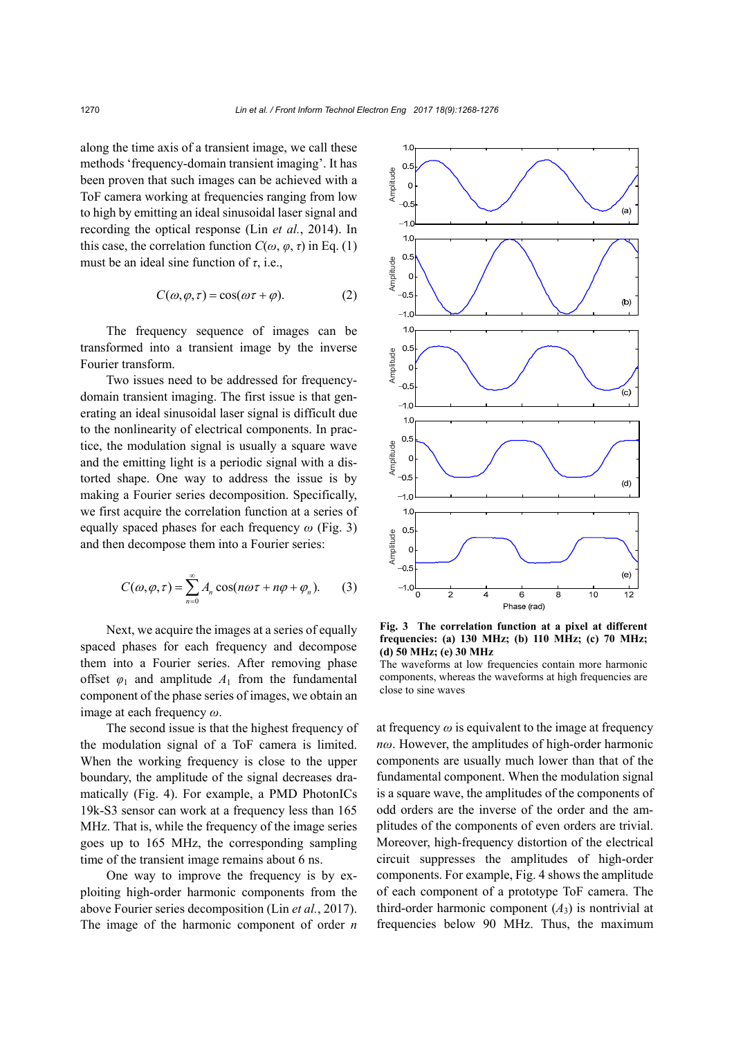along the time axis of a transient image, we call these methods 'frequency-domain transient imaging'. It has been proven that such images can be achieved with a ToF camera working at frequencies ranging from low to high by emitting an ideal sinusoidal laser signal and recording the optical response (Lin *et al.*, 2014). In this case, the correlation function $C(\omega, \varphi, \tau)$ in Eq. (1) must be an ideal sine function of $\tau$, i.e.,

$$C(\omega, \varphi, \tau) = \cos(\omega\tau + \varphi). \tag{2}$$

The frequency sequence of images can be transformed into a transient image by the inverse Fourier transform.

Two issues need to be addressed for frequency-domain transient imaging. The first issue is that generating an ideal sinusoidal laser signal is difficult due to the nonlinearity of electrical components. In practice, the modulation signal is usually a square wave and the emitting light is a periodic signal with a distorted shape. One way to address the issue is by making a Fourier series decomposition. Specifically, we first acquire the correlation function at a series of equally spaced phases for each frequency $\omega$ (Fig. 3) and then decompose them into a Fourier series:

$$C(\omega, \varphi, \tau) = \sum_{n=0}^{\infty} A_n \cos(n\omega\tau + n\varphi + \varphi_n). \tag{3}$$

Next, we acquire the images at a series of equally spaced phases for each frequency and decompose them into a Fourier series. After removing phase offset $\varphi_1$ and amplitude $A_1$ from the fundamental component of the phase series of images, we obtain an image at each frequency $\omega$.

The second issue is that the highest frequency of the modulation signal of a ToF camera is limited. When the working frequency is close to the upper boundary, the amplitude of the signal decreases dramatically (Fig. 4). For example, a PMD PhotonICs 19k-S3 sensor can work at a frequency less than 165 MHz. That is, while the frequency of the image series goes up to 165 MHz, the corresponding sampling time of the transient image remains about 6 ns.

One way to improve the frequency is by exploiting high-order harmonic components from the above Fourier series decomposition (Lin *et al.*, 2017). The image of the harmonic component of order $n$ at frequency $\omega$ is equivalent to the image at frequency $n\omega$. However, the amplitudes of high-order harmonic components are usually much lower than that of the fundamental component. When the modulation signal is a square wave, the amplitudes of the components of odd orders are the inverse of the order and the amplitudes of the components of even orders are trivial. Moreover, high-frequency distortion of the electrical circuit suppresses the amplitudes of high-order components. For example, Fig. 4 shows the amplitude of each component of a prototype ToF camera. The third-order harmonic component ($A_3$) is nontrivial at frequencies below 90 MHz. Thus, the maximum

**Fig. 3 The correlation function at a pixel at different frequencies: (a) 130 MHz; (b) 110 MHz; (c) 70 MHz; (d) 50 MHz; (e) 30 MHz**

The waveforms at low frequencies contain more harmonic components, whereas the waveforms at high frequencies are close to sine waves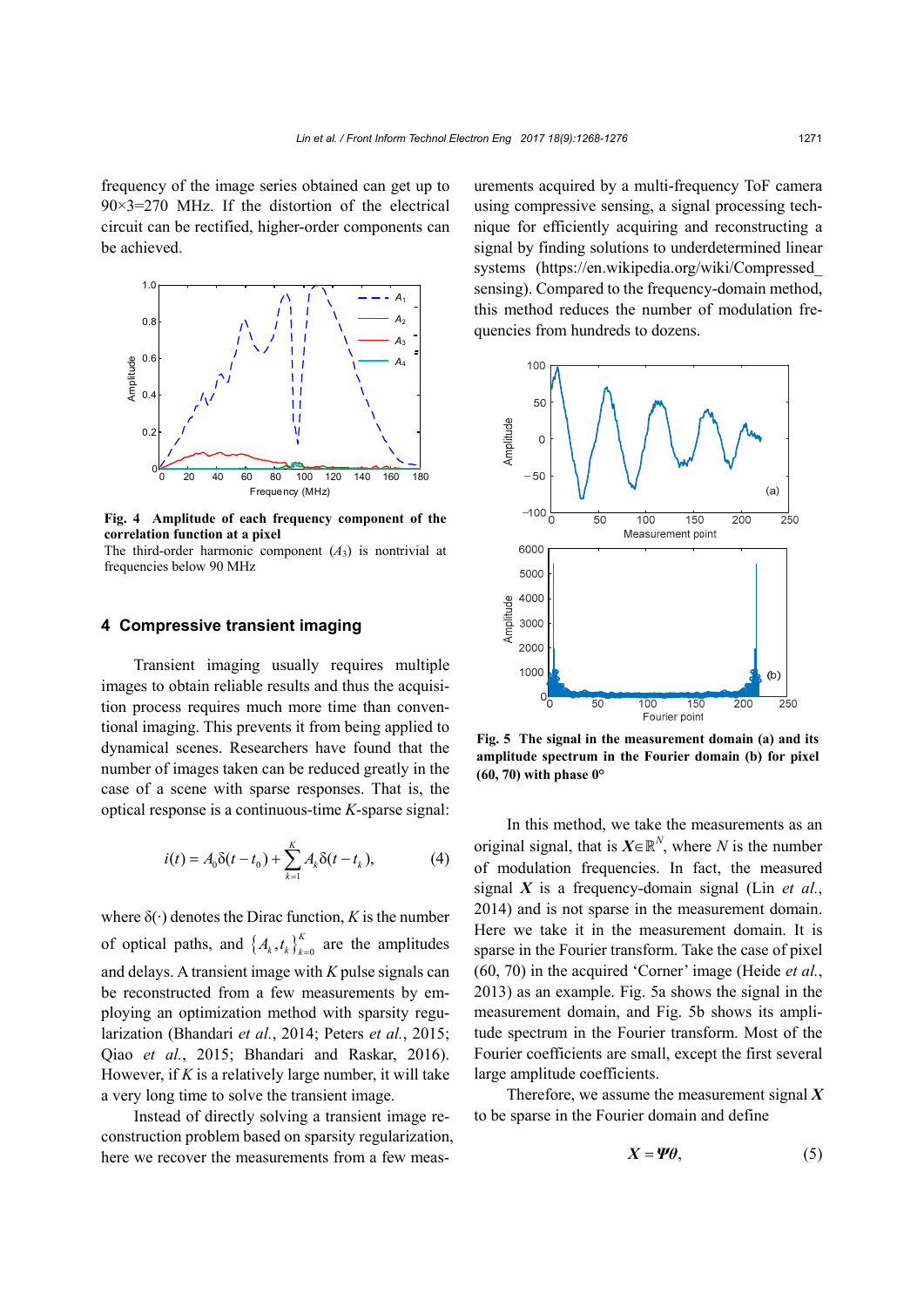frequency of the image series obtained can get up to 90×3=270 MHz. If the distortion of the electrical circuit can be rectified, higher-order components can be achieved.

**Fig. 4 Amplitude of each frequency component of the correlation function at a pixel**

The third-order harmonic component ($A_3$) is nontrivial at frequencies below 90 MHz

## 4 Compressive transient imaging

Transient imaging usually requires multiple images to obtain reliable results and thus the acquisition process requires much more time than conventional imaging. This prevents it from being applied to dynamical scenes. Researchers have found that the number of images taken can be reduced greatly in the case of a scene with sparse responses. That is, the optical response is a continuous-time $K$-sparse signal:

$$i(t) = A_0\delta(t-t_0) + \sum_{k=1}^{K} A_k\delta(t-t_k), \tag{4}$$

where $\delta(\cdot)$ denotes the Dirac function, $K$ is the number of optical paths, and $\{A_k, t_k\}_{k=0}^{K}$ are the amplitudes and delays. A transient image with $K$ pulse signals can be reconstructed from a few measurements by employing an optimization method with sparsity regularization (Bhandari *et al.*, 2014; Peters *et al.*, 2015; Qiao *et al.*, 2015; Bhandari and Raskar, 2016). However, if $K$ is a relatively large number, it will take a very long time to solve the transient image.

Instead of directly solving a transient image reconstruction problem based on sparsity regularization, here we recover the measurements from a few measurements acquired by a multi-frequency ToF camera using compressive sensing, a signal processing technique for efficiently acquiring and reconstructing a signal by finding solutions to underdetermined linear systems (https://en.wikipedia.org/wiki/Compressed_sensing). Compared to the frequency-domain method, this method reduces the number of modulation frequencies from hundreds to dozens.

**Fig. 5 The signal in the measurement domain (a) and its amplitude spectrum in the Fourier domain (b) for pixel (60, 70) with phase 0°**

In this method, we take the measurements as an original signal, that is $\boldsymbol{X}\in\mathbb{R}^N$, where $N$ is the number of modulation frequencies. In fact, the measured signal $\boldsymbol{X}$ is a frequency-domain signal (Lin *et al.*, 2014) and is not sparse in the measurement domain. Here we take it in the measurement domain. It is sparse in the Fourier transform. Take the case of pixel (60, 70) in the acquired 'Corner' image (Heide *et al.*, 2013) as an example. Fig. 5a shows the signal in the measurement domain, and Fig. 5b shows its amplitude spectrum in the Fourier transform. Most of the Fourier coefficients are small, except the first several large amplitude coefficients.

Therefore, we assume the measurement signal $\boldsymbol{X}$ to be sparse in the Fourier domain and define

$$\boldsymbol{X} = \boldsymbol{\Psi}\boldsymbol{\theta}, \tag{5}$$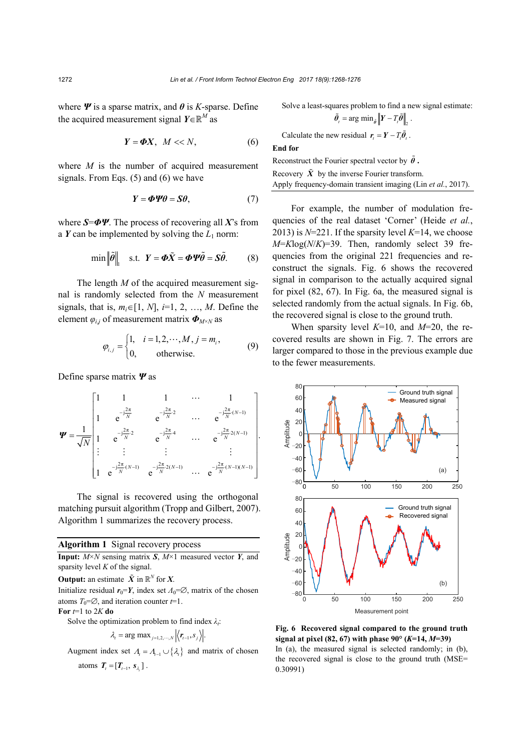where $\boldsymbol{\Psi}$ is a sparse matrix, and $\boldsymbol{\theta}$ is $K$-sparse. Define the acquired measurement signal $\boldsymbol{Y}\in\mathbb{R}^M$ as

$$\boldsymbol{Y}=\boldsymbol{\Phi X},\quad M<<N, \tag{6}$$

where $M$ is the number of acquired measurement signals. From Eqs. (5) and (6) we have

$$\boldsymbol{Y}=\boldsymbol{\Phi\Psi\theta}=\boldsymbol{S\theta}, \tag{7}$$

where $\boldsymbol{S}=\boldsymbol{\Phi\Psi}$. The process of recovering all $\boldsymbol{X}$'s from a $\boldsymbol{Y}$ can be implemented by solving the $L_1$ norm:

$$\min\left\|\tilde{\boldsymbol{\theta}}\right\|_1 \quad \text{s.t.}\quad \boldsymbol{Y}=\boldsymbol{\Phi}\tilde{\boldsymbol{X}}=\boldsymbol{\Phi\Psi}\tilde{\boldsymbol{\theta}}=\boldsymbol{S}\tilde{\boldsymbol{\theta}}. \tag{8}$$

The length $M$ of the acquired measurement signal is randomly selected from the $N$ measurement signals, that is, $m_i\in[1, N]$, $i$=1, 2, …, $M$. Define the element $\varphi_{i,j}$ of measurement matrix $\boldsymbol{\Phi}_{M\times N}$ as

$$\varphi_{i,j}=\begin{cases}1, & i=1,2,\cdots,M,\ j=m_i,\\ 0, & \text{otherwise.}\end{cases} \tag{9}$$

Define sparse matrix $\boldsymbol{\Psi}$ as

$$\boldsymbol{\Psi}=\frac{1}{\sqrt{N}}\begin{bmatrix}1 & 1 & 1 & \cdots & 1\\ 1 & \mathrm{e}^{-\mathrm{j}\frac{2\pi}{N}} & \mathrm{e}^{-\mathrm{j}\frac{2\pi}{N}\cdot 2} & \cdots & \mathrm{e}^{-\mathrm{j}\frac{2\pi}{N}\cdot(N-1)}\\ 1 & \mathrm{e}^{-\mathrm{j}\frac{2\pi}{N}\cdot 2} & \mathrm{e}^{-\mathrm{j}\frac{2\pi}{N}\cdot 4} & \cdots & \mathrm{e}^{-\mathrm{j}\frac{2\pi}{N}\cdot 2(N-1)}\\ \vdots & \vdots & \vdots & & \vdots\\ 1 & \mathrm{e}^{-\mathrm{j}\frac{2\pi}{N}\cdot(N-1)} & \mathrm{e}^{-\mathrm{j}\frac{2\pi}{N}\cdot 2(N-1)} & \cdots & \mathrm{e}^{-\mathrm{j}\frac{2\pi}{N}\cdot(N-1)(N-1)}\end{bmatrix}.$$

The signal is recovered using the orthogonal matching pursuit algorithm (Tropp and Gilbert, 2007). Algorithm 1 summarizes the recovery process.

**Algorithm 1** Signal recovery process

**Input:** $M\times N$ sensing matrix $\boldsymbol{S}$, $M\times 1$ measured vector $\boldsymbol{Y}$, and sparsity level $K$ of the signal.

**Output:** an estimate $\tilde{\boldsymbol{X}}$ in $\mathbb{R}^N$ for $\boldsymbol{X}$.

Initialize residual $\boldsymbol{r}_0=\boldsymbol{Y}$, index set $\Lambda_0=\varnothing$, matrix of the chosen atoms $T_0=\varnothing$, and iteration counter $t$=1.

**For** $t$=1 to 2$K$ **do**

Solve the optimization problem to find index $\lambda_t$:

$$\lambda_t=\arg\max_{j=1,2,\cdots,N}\left|\left\langle \boldsymbol{r}_{t-1}, \boldsymbol{s}_j\right\rangle\right|.$$

Augment index set $\Lambda_t=\Lambda_{t-1}\cup\{\lambda_t\}$ and matrix of chosen atoms $\boldsymbol{T}_t=[\boldsymbol{T}_{t-1},\ \boldsymbol{s}_{\lambda_t}]$.

Solve a least-squares problem to find a new signal estimate:

$$\tilde{\boldsymbol{\theta}}_t=\arg\min_{\tilde{\boldsymbol{\theta}}}\left\|\boldsymbol{Y}-T_t\tilde{\boldsymbol{\theta}}\right\|_2.$$

Calculate the new residual $\boldsymbol{r}_t=\boldsymbol{Y}-T_t\tilde{\boldsymbol{\theta}}_t$.

**End for**

Reconstruct the Fourier spectral vector by $\tilde{\boldsymbol{\theta}}$.

Recovery $\tilde{\boldsymbol{X}}$ by the inverse Fourier transform.

Apply frequency-domain transient imaging (Lin *et al.*, 2017).

For example, the number of modulation frequencies of the real dataset 'Corner' (Heide *et al.*, 2013) is $N$=221. If the sparsity level $K$=14, we choose $M$=$K$log($N$/$K$)=39. Then, randomly select 39 frequencies from the original 221 frequencies and reconstruct the signals. Fig. 6 shows the recovered signal in comparison to the actually acquired signal for pixel (82, 67). In Fig. 6a, the measured signal is selected randomly from the actual signals. In Fig. 6b, the recovered signal is close to the ground truth.

When sparsity level $K$=10, and $M$=20, the recovered results are shown in Fig. 7. The errors are larger compared to those in the previous example due to the fewer measurements.

**Fig. 6 Recovered signal compared to the ground truth signal at pixel (82, 67) with phase 90° ($K$=14, $M$=39)**
In (a), the measured signal is selected randomly; in (b), the recovered signal is close to the ground truth (MSE=0.30991)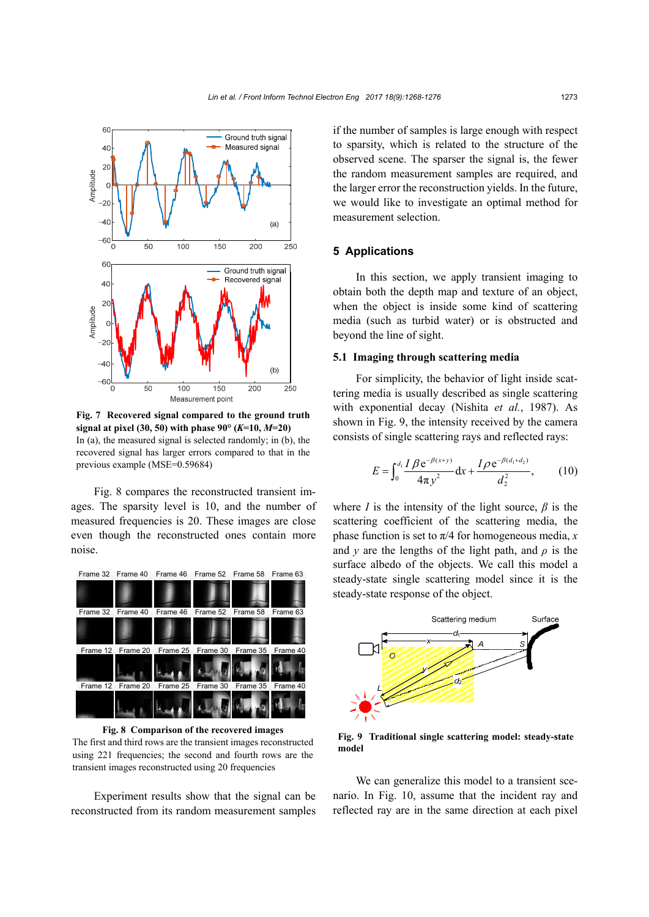**Fig. 7 Recovered signal compared to the ground truth signal at pixel (30, 50) with phase 90° ($K$=10, $M$=20)**
In (a), the measured signal is selected randomly; in (b), the recovered signal has larger errors compared to that in the previous example (MSE=0.59684)

Fig. 8 compares the reconstructed transient images. The sparsity level is 10, and the number of measured frequencies is 20. These images are close even though the reconstructed ones contain more noise.

**Fig. 8 Comparison of the recovered images**
The first and third rows are the transient images reconstructed using 221 frequencies; the second and fourth rows are the transient images reconstructed using 20 frequencies

Experiment results show that the signal can be reconstructed from its random measurement samples if the number of samples is large enough with respect to sparsity, which is related to the structure of the observed scene. The sparser the signal is, the fewer the random measurement samples are required, and the larger error the reconstruction yields. In the future, we would like to investigate an optimal method for measurement selection.

## 5 Applications

In this section, we apply transient imaging to obtain both the depth map and texture of an object, when the object is inside some kind of scattering media (such as turbid water) or is obstructed and beyond the line of sight.

### 5.1 Imaging through scattering media

For simplicity, the behavior of light inside scattering media is usually described as single scattering with exponential decay (Nishita *et al.*, 1987). As shown in Fig. 9, the intensity received by the camera consists of single scattering rays and reflected rays:

$$E=\int_0^{d_1}\frac{I\beta\mathrm{e}^{-\beta(x+y)}}{4\pi y^2}\mathrm{d}x+\frac{I\rho\mathrm{e}^{-\beta(d_1+d_2)}}{d_2^2},\qquad(10)$$

where $I$ is the intensity of the light source, $\beta$ is the scattering coefficient of the scattering media, the phase function is set to $\pi/4$ for homogeneous media, $x$ and $y$ are the lengths of the light path, and $\rho$ is the surface albedo of the objects. We call this model a steady-state single scattering model since it is the steady-state response of the object.

**Fig. 9 Traditional single scattering model: steady-state model**

We can generalize this model to a transient scenario. In Fig. 10, assume that the incident ray and reflected ray are in the same direction at each pixel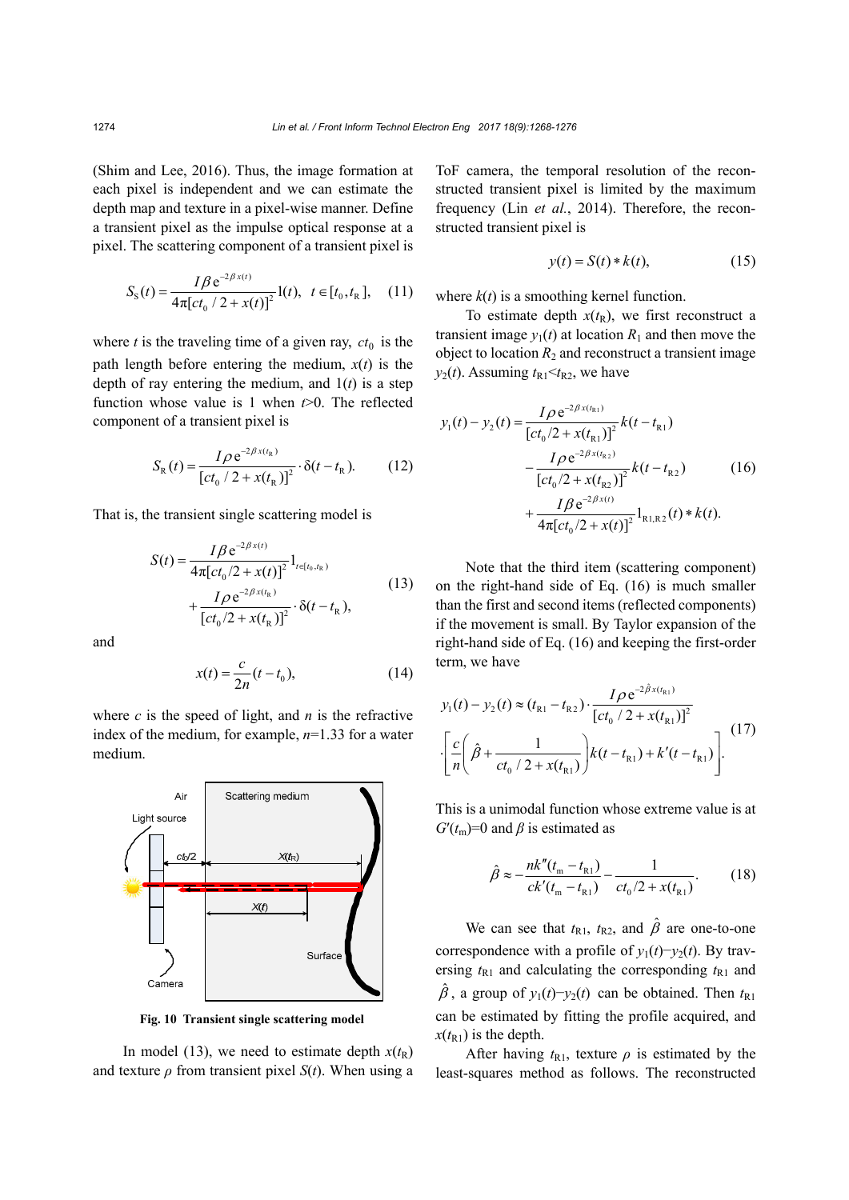(Shim and Lee, 2016). Thus, the image formation at each pixel is independent and we can estimate the depth map and texture in a pixel-wise manner. Define a transient pixel as the impulse optical response at a pixel. The scattering component of a transient pixel is

$$S_{\mathrm{S}}(t)=\frac{I\beta\,\mathrm{e}^{-2\beta x(t)}}{4\pi[ct_0/2+x(t)]^2}1(t),\quad t\in[t_0,t_{\mathrm{R}}],\tag{11}$$

where $t$ is the traveling time of a given ray, $ct_0$ is the path length before entering the medium, $x(t)$ is the depth of ray entering the medium, and $1(t)$ is a step function whose value is 1 when $t$>0. The reflected component of a transient pixel is

$$S_{\mathrm{R}}(t)=\frac{I\rho\,\mathrm{e}^{-2\beta x(t_{\mathrm{R}})}}{[ct_0/2+x(t_{\mathrm{R}})]^2}\cdot\delta(t-t_{\mathrm{R}}).\tag{12}$$

That is, the transient single scattering model is

$$S(t)=\frac{I\beta\,\mathrm{e}^{-2\beta x(t)}}{4\pi[ct_0/2+x(t)]^2}1_{t\in[t_0,t_{\mathrm{R}})}+\frac{I\rho\,\mathrm{e}^{-2\beta x(t_{\mathrm{R}})}}{[ct_0/2+x(t_{\mathrm{R}})]^2}\cdot\delta(t-t_{\mathrm{R}}),\tag{13}$$

and

$$x(t)=\frac{c}{2n}(t-t_0),\tag{14}$$

where $c$ is the speed of light, and $n$ is the refractive index of the medium, for example, $n$=1.33 for a water medium.

Fig. 10 Transient single scattering model

In model (13), we need to estimate depth $x(t_{\mathrm{R}})$ and texture $\rho$ from transient pixel $S(t)$. When using a ToF camera, the temporal resolution of the reconstructed transient pixel is limited by the maximum frequency (Lin *et al.*, 2014). Therefore, the reconstructed transient pixel is

$$y(t)=S(t)*k(t),\tag{15}$$

where $k(t)$ is a smoothing kernel function.

To estimate depth $x(t_{\mathrm{R}})$, we first reconstruct a transient image $y_1(t)$ at location $R_1$ and then move the object to location $R_2$ and reconstruct a transient image $y_2(t)$. Assuming $t_{\mathrm{R1}}<t_{\mathrm{R2}}$, we have

$$\begin{aligned}y_1(t)-y_2(t)=&\frac{I\rho\,\mathrm{e}^{-2\beta x(t_{\mathrm{R1}})}}{[ct_0/2+x(t_{\mathrm{R1}})]^2}k(t-t_{\mathrm{R1}})\\&-\frac{I\rho\,\mathrm{e}^{-2\beta x(t_{\mathrm{R2}})}}{[ct_0/2+x(t_{\mathrm{R2}})]^2}k(t-t_{\mathrm{R2}})\\&+\frac{I\beta\,\mathrm{e}^{-2\beta x(t)}}{4\pi[ct_0/2+x(t)]^2}1_{\mathrm{R1,R2}}(t)*k(t).\end{aligned}\tag{16}$$

Note that the third item (scattering component) on the right-hand side of Eq. (16) is much smaller than the first and second items (reflected components) if the movement is small. By Taylor expansion of the right-hand side of Eq. (16) and keeping the first-order term, we have

$$\begin{aligned}y_1(t)-y_2(t)\approx&(t_{\mathrm{R1}}-t_{\mathrm{R2}})\cdot\frac{I\rho\,\mathrm{e}^{-2\hat{\beta}x(t_{\mathrm{R1}})}}{[ct_0/2+x(t_{\mathrm{R1}})]^2}\\&\cdot\left[\frac{c}{n}\left(\hat{\beta}+\frac{1}{ct_0/2+x(t_{\mathrm{R1}})}\right)k(t-t_{\mathrm{R1}})+k'(t-t_{\mathrm{R1}})\right].\end{aligned}\tag{17}$$

This is a unimodal function whose extreme value is at $G'(t_{\mathrm{m}})=0$ and $\beta$ is estimated as

$$\hat{\beta}\approx-\frac{nk''(t_{\mathrm{m}}-t_{\mathrm{R1}})}{ck'(t_{\mathrm{m}}-t_{\mathrm{R1}})}-\frac{1}{ct_0/2+x(t_{\mathrm{R1}})}.\tag{18}$$

We can see that $t_{\mathrm{R1}}$, $t_{\mathrm{R2}}$, and $\hat{\beta}$ are one-to-one correspondence with a profile of $y_1(t)$–$y_2(t)$. By traversing $t_{\mathrm{R1}}$ and calculating the corresponding $t_{\mathrm{R1}}$ and $\hat{\beta}$, a group of $y_1(t)$–$y_2(t)$ can be obtained. Then $t_{\mathrm{R1}}$ can be estimated by fitting the profile acquired, and $x(t_{\mathrm{R1}})$ is the depth.

After having $t_{\mathrm{R1}}$, texture $\rho$ is estimated by the least-squares method as follows. The reconstructed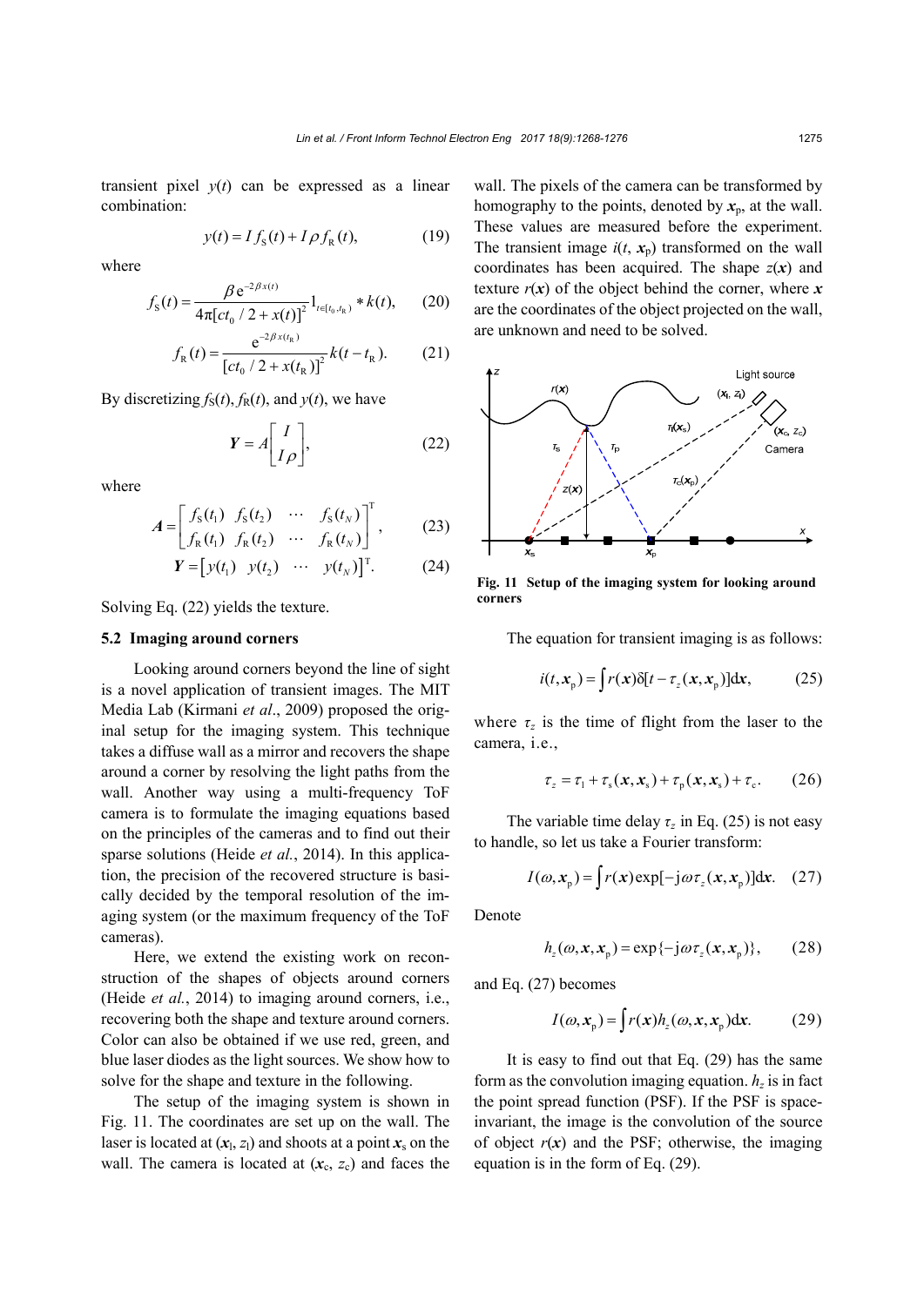transient pixel $y(t)$ can be expressed as a linear combination:

$$y(t) = I f_{\mathrm{S}}(t) + I\rho f_{\mathrm{R}}(t), \tag{19}$$

where

$$f_{\mathrm{S}}(t) = \frac{\beta \mathrm{e}^{-2\beta x(t)}}{4\pi[ct_0/2 + x(t)]^2} 1_{t\in[t_0, t_{\mathrm{R}})} * k(t), \tag{20}$$

$$f_{\mathrm{R}}(t) = \frac{\mathrm{e}^{-2\beta x(t_{\mathrm{R}})}}{[ct_0/2 + x(t_{\mathrm{R}})]^2} k(t - t_{\mathrm{R}}). \tag{21}$$

By discretizing $f_{\mathrm{S}}(t)$, $f_{\mathrm{R}}(t)$, and $y(t)$, we have

$$\boldsymbol{Y} = A\begin{bmatrix} I \\ I\rho \end{bmatrix}, \tag{22}$$

where

$$\boldsymbol{A} = \begin{bmatrix} f_{\mathrm{S}}(t_1) & f_{\mathrm{S}}(t_2) & \cdots & f_{\mathrm{S}}(t_N) \\ f_{\mathrm{R}}(t_1) & f_{\mathrm{R}}(t_2) & \cdots & f_{\mathrm{R}}(t_N) \end{bmatrix}^{\mathrm{T}}, \tag{23}$$

$$\boldsymbol{Y} = \begin{bmatrix} y(t_1) & y(t_2) & \cdots & y(t_N) \end{bmatrix}^{\mathrm{T}}. \tag{24}$$

Solving Eq. (22) yields the texture.

### 5.2 Imaging around corners

Looking around corners beyond the line of sight is a novel application of transient images. The MIT Media Lab (Kirmani *et al*., 2009) proposed the original setup for the imaging system. This technique takes a diffuse wall as a mirror and recovers the shape around a corner by resolving the light paths from the wall. Another way using a multi-frequency ToF camera is to formulate the imaging equations based on the principles of the cameras and to find out their sparse solutions (Heide *et al.*, 2014). In this application, the precision of the recovered structure is basically decided by the temporal resolution of the imaging system (or the maximum frequency of the ToF cameras).

Here, we extend the existing work on reconstruction of the shapes of objects around corners (Heide *et al.*, 2014) to imaging around corners, i.e., recovering both the shape and texture around corners. Color can also be obtained if we use red, green, and blue laser diodes as the light sources. We show how to solve for the shape and texture in the following.

The setup of the imaging system is shown in Fig. 11. The coordinates are set up on the wall. The laser is located at $(\boldsymbol{x}_{\mathrm{l}}, z_{\mathrm{l}})$ and shoots at a point $\boldsymbol{x}_{\mathrm{s}}$ on the wall. The camera is located at $(\boldsymbol{x}_{\mathrm{c}}, z_{\mathrm{c}})$ and faces the wall. The pixels of the camera can be transformed by homography to the points, denoted by $\boldsymbol{x}_{\mathrm{p}}$, at the wall. These values are measured before the experiment. The transient image $i(t, \boldsymbol{x}_{\mathrm{p}})$ transformed on the wall coordinates has been acquired. The shape $z(\boldsymbol{x})$ and texture $r(\boldsymbol{x})$ of the object behind the corner, where $\boldsymbol{x}$ are the coordinates of the object projected on the wall, are unknown and need to be solved.

**Fig. 11 Setup of the imaging system for looking around corners**

The equation for transient imaging is as follows:

$$i(t, \boldsymbol{x}_{\mathrm{p}}) = \int r(\boldsymbol{x}) \delta[t - \tau_z(\boldsymbol{x}, \boldsymbol{x}_{\mathrm{p}})] \mathrm{d}\boldsymbol{x}, \tag{25}$$

where $\tau_z$ is the time of flight from the laser to the camera, i.e.,

$$\tau_z = \tau_{\mathrm{l}} + \tau_{\mathrm{s}}(\boldsymbol{x}, \boldsymbol{x}_{\mathrm{s}}) + \tau_{\mathrm{p}}(\boldsymbol{x}, \boldsymbol{x}_{\mathrm{s}}) + \tau_{\mathrm{c}}. \tag{26}$$

The variable time delay $\tau_z$ in Eq. (25) is not easy to handle, so let us take a Fourier transform:

$$I(\omega, \boldsymbol{x}_{\mathrm{p}}) = \int r(\boldsymbol{x}) \exp[-\mathrm{j}\omega \tau_z(\boldsymbol{x}, \boldsymbol{x}_{\mathrm{p}})] \mathrm{d}\boldsymbol{x}. \tag{27}$$

Denote

$$h_z(\omega, \boldsymbol{x}, \boldsymbol{x}_{\mathrm{p}}) = \exp\{-\mathrm{j}\omega \tau_z(\boldsymbol{x}, \boldsymbol{x}_{\mathrm{p}})\}, \tag{28}$$

and Eq. (27) becomes

$$I(\omega, \boldsymbol{x}_{\mathrm{p}}) = \int r(\boldsymbol{x}) h_z(\omega, \boldsymbol{x}, \boldsymbol{x}_{\mathrm{p}}) \mathrm{d}\boldsymbol{x}. \tag{29}$$

It is easy to find out that Eq. (29) has the same form as the convolution imaging equation. $h_z$ is in fact the point spread function (PSF). If the PSF is space-invariant, the image is the convolution of the source of object $r(\boldsymbol{x})$ and the PSF; otherwise, the imaging equation is in the form of Eq. (29).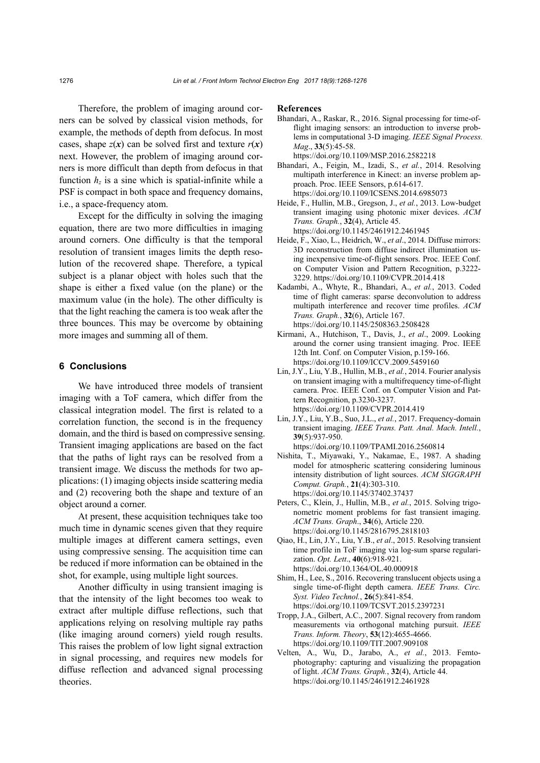Therefore, the problem of imaging around corners can be solved by classical vision methods, for example, the methods of depth from defocus. In most cases, shape $z(\boldsymbol{x})$ can be solved first and texture $r(\boldsymbol{x})$ next. However, the problem of imaging around corners is more difficult than depth from defocus in that function $h_z$ is a sine which is spatial-infinite while a PSF is compact in both space and frequency domains, i.e., a space-frequency atom.

Except for the difficulty in solving the imaging equation, there are two more difficulties in imaging around corners. One difficulty is that the temporal resolution of transient images limits the depth resolution of the recovered shape. Therefore, a typical subject is a planar object with holes such that the shape is either a fixed value (on the plane) or the maximum value (in the hole). The other difficulty is that the light reaching the camera is too weak after the three bounces. This may be overcome by obtaining more images and summing all of them.

## 6 Conclusions

We have introduced three models of transient imaging with a ToF camera, which differ from the classical integration model. The first is related to a correlation function, the second is in the frequency domain, and the third is based on compressive sensing. Transient imaging applications are based on the fact that the paths of light rays can be resolved from a transient image. We discuss the methods for two applications: (1) imaging objects inside scattering media and (2) recovering both the shape and texture of an object around a corner.

At present, these acquisition techniques take too much time in dynamic scenes given that they require multiple images at different camera settings, even using compressive sensing. The acquisition time can be reduced if more information can be obtained in the shot, for example, using multiple light sources.

Another difficulty in using transient imaging is that the intensity of the light becomes too weak to extract after multiple diffuse reflections, such that applications relying on resolving multiple ray paths (like imaging around corners) yield rough results. This raises the problem of low light signal extraction in signal processing, and requires new models for diffuse reflection and advanced signal processing theories.

## References

Bhandari, A., Raskar, R., 2016. Signal processing for time-of-flight imaging sensors: an introduction to inverse problems in computational 3-D imaging. *IEEE Signal Process. Mag.*, **33**(5):45-58. https://doi.org/10.1109/MSP.2016.2582218

Bhandari, A., Feigin, M., Izadi, S., *et al.*, 2014. Resolving multipath interference in Kinect: an inverse problem approach. Proc. IEEE Sensors, p.614-617. https://doi.org/10.1109/ICSENS.2014.6985073

Heide, F., Hullin, M.B., Gregson, J., *et al.*, 2013. Low-budget transient imaging using photonic mixer devices. *ACM Trans. Graph.*, **32**(4), Article 45. https://doi.org/10.1145/2461912.2461945

Heide, F., Xiao, L., Heidrich, W., *et al*., 2014. Diffuse mirrors: 3D reconstruction from diffuse indirect illumination using inexpensive time-of-flight sensors. Proc. IEEE Conf. on Computer Vision and Pattern Recognition, p.3222-3229. https://doi.org/10.1109/CVPR.2014.418

Kadambi, A., Whyte, R., Bhandari, A., *et al.*, 2013. Coded time of flight cameras: sparse deconvolution to address multipath interference and recover time profiles. *ACM Trans. Graph.*, **32**(6), Article 167. https://doi.org/10.1145/2508363.2508428

Kirmani, A., Hutchison, T., Davis, J., *et al*., 2009. Looking around the corner using transient imaging. Proc. IEEE 12th Int. Conf. on Computer Vision, p.159-166. https://doi.org/10.1109/ICCV.2009.5459160

Lin, J.Y., Liu, Y.B., Hullin, M.B., *et al.*, 2014. Fourier analysis on transient imaging with a multifrequency time-of-flight camera. Proc. IEEE Conf. on Computer Vision and Pattern Recognition, p.3230-3237. https://doi.org/10.1109/CVPR.2014.419

Lin, J.Y., Liu, Y.B., Suo, J.L., *et al.*, 2017. Frequency-domain transient imaging. *IEEE Trans. Patt. Anal. Mach. Intell.*, **39**(5):937-950. https://doi.org/10.1109/TPAMI.2016.2560814

Nishita, T., Miyawaki, Y., Nakamae, E., 1987. A shading model for atmospheric scattering considering luminous intensity distribution of light sources. *ACM SIGGRAPH Comput. Graph.*, **21**(4):303-310. https://doi.org/10.1145/37402.37437

Peters, C., Klein, J., Hullin, M.B., *et al.*, 2015. Solving trigonometric moment problems for fast transient imaging. *ACM Trans. Graph*., **34**(6), Article 220. https://doi.org/10.1145/2816795.2818103

Qiao, H., Lin, J.Y., Liu, Y.B., *et al*., 2015. Resolving transient time profile in ToF imaging via log-sum sparse regularization. *Opt. Lett*., **40**(6):918-921. https://doi.org/10.1364/OL.40.000918

Shim, H., Lee, S., 2016. Recovering translucent objects using a single time-of-flight depth camera. *IEEE Trans. Circ. Syst. Video Technol.*, **26**(5):841-854. https://doi.org/10.1109/TCSVT.2015.2397231

Tropp, J.A., Gilbert, A.C., 2007. Signal recovery from random measurements via orthogonal matching pursuit. *IEEE Trans. Inform. Theory*, **53**(12):4655-4666. https://doi.org/10.1109/TIT.2007.909108

Velten, A., Wu, D., Jarabo, A., *et al.*, 2013. Femto-photography: capturing and visualizing the propagation of light. *ACM Trans. Graph.*, **32**(4), Article 44. https://doi.org/10.1145/2461912.2461928